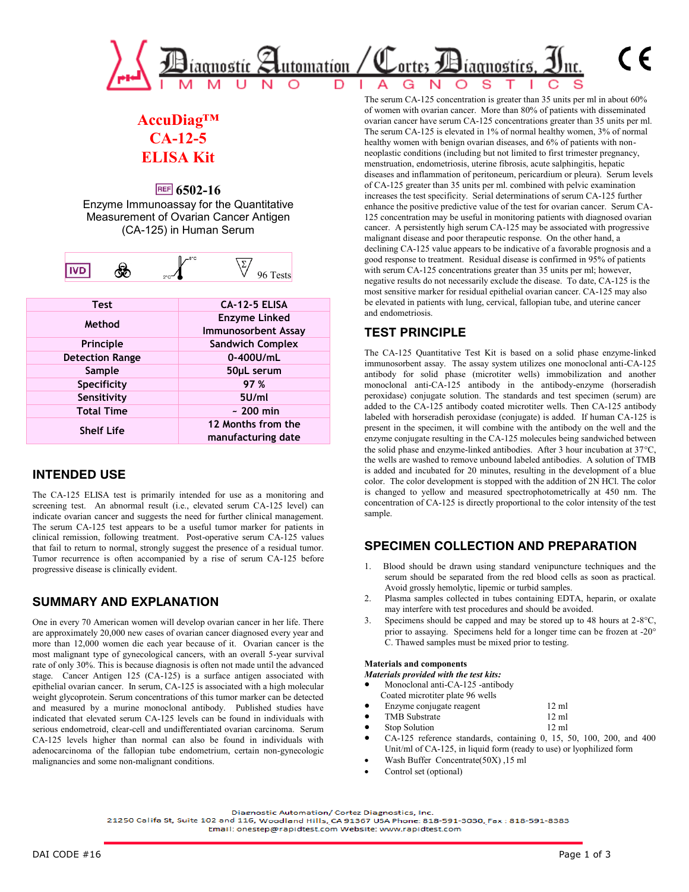# AccuDiag™ CA-12-5 ELISA Kit

REF 6502-16

Enzyme Immunoassay for the Quantitative Measurement of Ovarian Cancer Antigen (CA-125) in Human Serum

IVD | 2°C–8°C | 96 Tests

| Test | CA-12-5 ELISA |
|---|---|
| Method | Enzyme Linked Immunosorbent Assay |
| Principle | Sandwich Complex |
| Detection Range | 0-400U/mL |
| Sample | 50µL serum |
| Specificity | 97 % |
| Sensitivity | 5U/ml |
| Total Time | ~ 200 min |
| Shelf Life | 12 Months from the manufacturing date |

## INTENDED USE

The CA-125 ELISA test is primarily intended for use as a monitoring and screening test. An abnormal result (i.e., elevated serum CA-125 level) can indicate ovarian cancer and suggests the need for further clinical management. The serum CA-125 test appears to be a useful tumor marker for patients in clinical remission, following treatment. Post-operative serum CA-125 values that fail to return to normal, strongly suggest the presence of a residual tumor. Tumor recurrence is often accompanied by a rise of serum CA-125 before progressive disease is clinically evident.

## SUMMARY AND EXPLANATION

One in every 70 American women will develop ovarian cancer in her life. There are approximately 20,000 new cases of ovarian cancer diagnosed every year and more than 12,000 women die each year because of it. Ovarian cancer is the most malignant type of gynecological cancers, with an overall 5-year survival rate of only 30%. This is because diagnosis is often not made until the advanced stage. Cancer Antigen 125 (CA-125) is a surface antigen associated with epithelial ovarian cancer. In serum, CA-125 is associated with a high molecular weight glycoprotein. Serum concentrations of this tumor marker can be detected and measured by a murine monoclonal antibody. Published studies have indicated that elevated serum CA-125 levels can be found in individuals with serious endometroid, clear-cell and undifferentiated ovarian carcinoma. Serum CA-125 levels higher than normal can also be found in individuals with adenocarcinoma of the fallopian tube endometrium, certain non-gynecologic malignancies and some non-malignant conditions.

The serum CA-125 concentration is greater than 35 units per ml in about 60% of women with ovarian cancer. More than 80% of patients with disseminated ovarian cancer have serum CA-125 concentrations greater than 35 units per ml. The serum CA-125 is elevated in 1% of normal healthy women, 3% of normal healthy women with benign ovarian diseases, and 6% of patients with non-neoplastic conditions (including but not limited to first trimester pregnancy, menstruation, endometriosis, uterine fibrosis, acute salphingitis, hepatic diseases and inflammation of peritoneum, pericardium or pleura). Serum levels of CA-125 greater than 35 units per ml. combined with pelvic examination increases the test specificity. Serial determinations of serum CA-125 further enhance the positive predictive value of the test for ovarian cancer. Serum CA-125 concentration may be useful in monitoring patients with diagnosed ovarian cancer. A persistently high serum CA-125 may be associated with progressive malignant disease and poor therapeutic response. On the other hand, a declining CA-125 value appears to be indicative of a favorable prognosis and a good response to treatment. Residual disease is confirmed in 95% of patients with serum CA-125 concentrations greater than 35 units per ml; however, negative results do not necessarily exclude the disease. To date, CA-125 is the most sensitive marker for residual epithelial ovarian cancer. CA-125 may also be elevated in patients with lung, cervical, fallopian tube, and uterine cancer and endometriosis.

## TEST PRINCIPLE

The CA-125 Quantitative Test Kit is based on a solid phase enzyme-linked immunosorbent assay. The assay system utilizes one monoclonal anti-CA-125 antibody for solid phase (microtiter wells) immobilization and another monoclonal anti-CA-125 antibody in the antibody-enzyme (horseradish peroxidase) conjugate solution. The standards and test specimen (serum) are added to the CA-125 antibody coated microtiter wells. Then CA-125 antibody labeled with horseradish peroxidase (conjugate) is added. If human CA-125 is present in the specimen, it will combine with the antibody on the well and the enzyme conjugate resulting in the CA-125 molecules being sandwiched between the solid phase and enzyme-linked antibodies. After 3 hour incubation at 37°C, the wells are washed to remove unbound labeled antibodies. A solution of TMB is added and incubated for 20 minutes, resulting in the development of a blue color. The color development is stopped with the addition of 2N HCl. The color is changed to yellow and measured spectrophotometrically at 450 nm. The concentration of CA-125 is directly proportional to the color intensity of the test sample.

## SPECIMEN COLLECTION AND PREPARATION

1. Blood should be drawn using standard venipuncture techniques and the serum should be separated from the red blood cells as soon as practical. Avoid grossly hemolytic, lipemic or turbid samples.
2. Plasma samples collected in tubes containing EDTA, heparin, or oxalate may interfere with test procedures and should be avoided.
3. Specimens should be capped and may be stored up to 48 hours at 2-8°C, prior to assaying. Specimens held for a longer time can be frozen at -20° C. Thawed samples must be mixed prior to testing.

**Materials and components**

***Materials provided with the test kits:***

- Monoclonal anti-CA-125 -antibody Coated microtiter plate 96 wells
- Enzyme conjugate reagent 12 ml
- TMB Substrate 12 ml
- Stop Solution 12 ml
- CA-125 reference standards, containing 0, 15, 50, 100, 200, and 400 Unit/ml of CA-125, in liquid form (ready to use) or lyophilized form
- Wash Buffer Concentrate(50X) ,15 ml
- Control set (optional)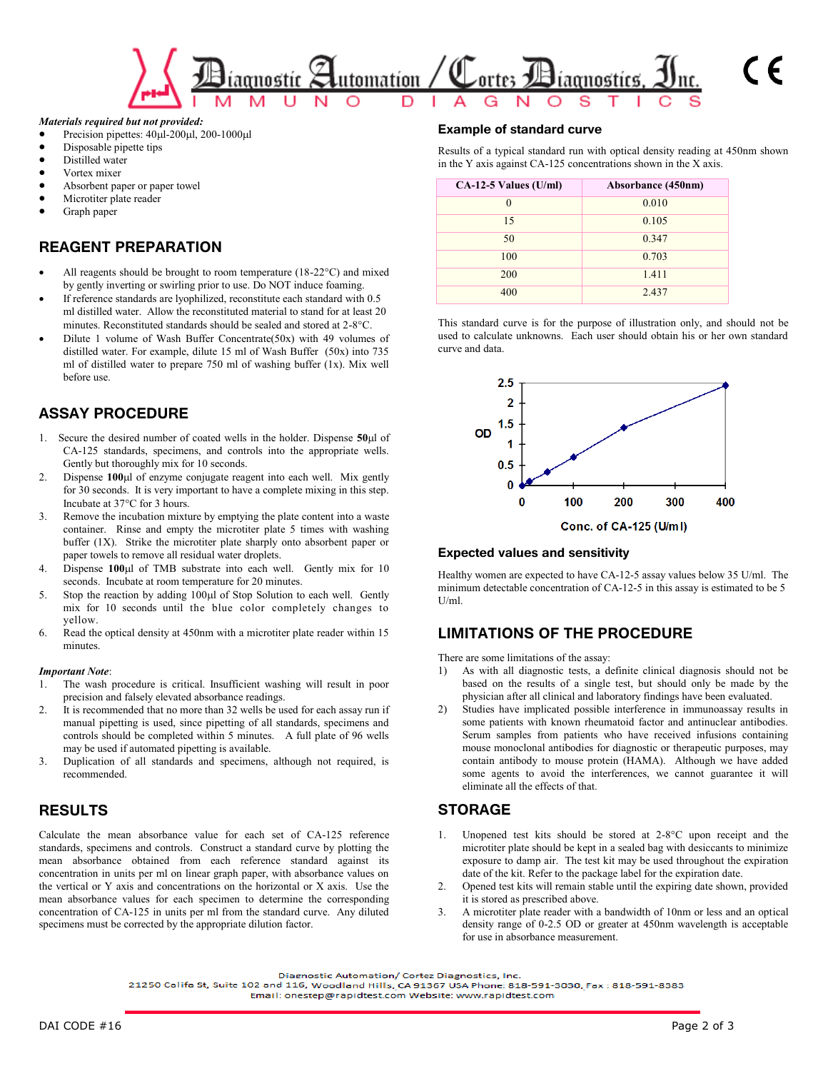***Materials required but not provided:***

- Precision pipettes: 40µl-200µl, 200-1000µl
- Disposable pipette tips
- Distilled water
- Vortex mixer
- Absorbent paper or paper towel
- Microtiter plate reader
- Graph paper

## REAGENT PREPARATION

- All reagents should be brought to room temperature (18-22°C) and mixed by gently inverting or swirling prior to use. Do NOT induce foaming.
- If reference standards are lyophilized, reconstitute each standard with 0.5 ml distilled water. Allow the reconstituted material to stand for at least 20 minutes. Reconstituted standards should be sealed and stored at 2-8°C.
- Dilute 1 volume of Wash Buffer Concentrate(50x) with 49 volumes of distilled water. For example, dilute 15 ml of Wash Buffer (50x) into 735 ml of distilled water to prepare 750 ml of washing buffer (1x). Mix well before use.

## ASSAY PROCEDURE

1. Secure the desired number of coated wells in the holder. Dispense **50**µl of CA-125 standards, specimens, and controls into the appropriate wells. Gently but thoroughly mix for 10 seconds.
2. Dispense **100**µl of enzyme conjugate reagent into each well. Mix gently for 30 seconds. It is very important to have a complete mixing in this step. Incubate at 37°C for 3 hours.
3. Remove the incubation mixture by emptying the plate content into a waste container. Rinse and empty the microtiter plate 5 times with washing buffer (1X). Strike the microtiter plate sharply onto absorbent paper or paper towels to remove all residual water droplets.
4. Dispense **100**µl of TMB substrate into each well. Gently mix for 10 seconds. Incubate at room temperature for 20 minutes.
5. Stop the reaction by adding 100µl of Stop Solution to each well. Gently mix for 10 seconds until the blue color completely changes to yellow.
6. Read the optical density at 450nm with a microtiter plate reader within 15 minutes.

***Important Note***:

1. The wash procedure is critical. Insufficient washing will result in poor precision and falsely elevated absorbance readings.
2. It is recommended that no more than 32 wells be used for each assay run if manual pipetting is used, since pipetting of all standards, specimens and controls should be completed within 5 minutes. A full plate of 96 wells may be used if automated pipetting is available.
3. Duplication of all standards and specimens, although not required, is recommended.

## RESULTS

Calculate the mean absorbance value for each set of CA-125 reference standards, specimens and controls. Construct a standard curve by plotting the mean absorbance obtained from each reference standard against its concentration in units per ml on linear graph paper, with absorbance values on the vertical or Y axis and concentrations on the horizontal or X axis. Use the mean absorbance values for each specimen to determine the corresponding concentration of CA-125 in units per ml from the standard curve. Any diluted specimens must be corrected by the appropriate dilution factor.

### Example of standard curve

Results of a typical standard run with optical density reading at 450nm shown in the Y axis against CA-125 concentrations shown in the X axis.

| CA-12-5 Values (U/ml) | Absorbance (450nm) |
|---|---|
| 0 | 0.010 |
| 15 | 0.105 |
| 50 | 0.347 |
| 100 | 0.703 |
| 200 | 1.411 |
| 400 | 2.437 |

This standard curve is for the purpose of illustration only, and should not be used to calculate unknowns. Each user should obtain his or her own standard curve and data.

### Expected values and sensitivity

Healthy women are expected to have CA-12-5 assay values below 35 U/ml. The minimum detectable concentration of CA-12-5 in this assay is estimated to be 5 U/ml.

## LIMITATIONS OF THE PROCEDURE

There are some limitations of the assay:

1) As with all diagnostic tests, a definite clinical diagnosis should not be based on the results of a single test, but should only be made by the physician after all clinical and laboratory findings have been evaluated.
2) Studies have implicated possible interference in immunoassay results in some patients with known rheumatoid factor and antinuclear antibodies. Serum samples from patients who have received infusions containing mouse monoclonal antibodies for diagnostic or therapeutic purposes, may contain antibody to mouse protein (HAMA). Although we have added some agents to avoid the interferences, we cannot guarantee it will eliminate all the effects of that.

## STORAGE

1. Unopened test kits should be stored at 2-8°C upon receipt and the microtiter plate should be kept in a sealed bag with desiccants to minimize exposure to damp air. The test kit may be used throughout the expiration date of the kit. Refer to the package label for the expiration date.
2. Opened test kits will remain stable until the expiring date shown, provided it is stored as prescribed above.
3. A microtiter plate reader with a bandwidth of 10nm or less and an optical density range of 0-2.5 OD or greater at 450nm wavelength is acceptable for use in absorbance measurement.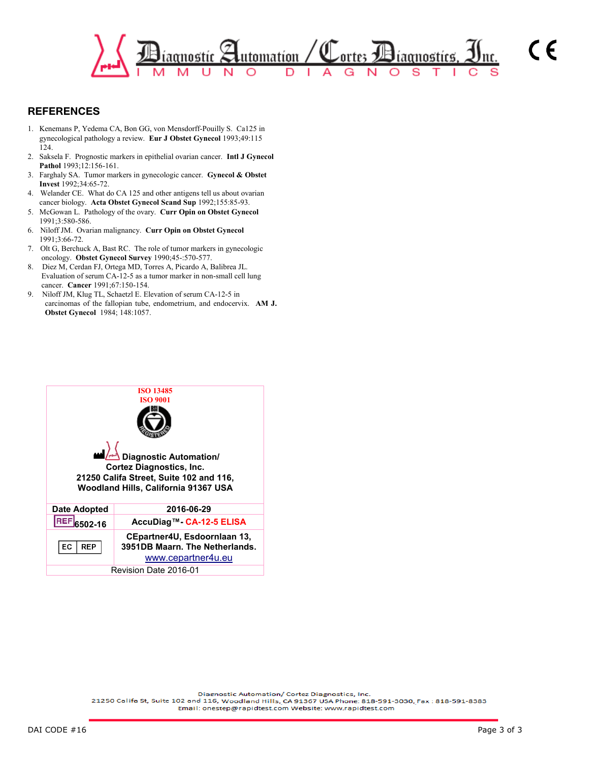## REFERENCES

1. Kenemans P, Yedema CA, Bon GG, von Mensdorff-Pouilly S. Ca125 in gynecological pathology a review. **Eur J Obstet Gynecol** 1993;49:115 124.
2. Saksela F. Prognostic markers in epithelial ovarian cancer. **Intl J Gynecol Pathol** 1993;12:156-161.
3. Farghaly SA. Tumor markers in gynecologic cancer. **Gynecol & Obstet Invest** 1992;34:65-72.
4. Welander CE. What do CA 125 and other antigens tell us about ovarian cancer biology. **Acta Obstet Gynecol Scand Sup** 1992;155:85-93.
5. McGowan L. Pathology of the ovary. **Curr Opin on Obstet Gynecol** 1991;3:580-586.
6. Niloff JM. Ovarian malignancy. **Curr Opin on Obstet Gynecol** 1991;3:66-72.
7. Olt G, Berchuck A, Bast RC. The role of tumor markers in gynecologic oncology. **Obstet Gynecol Survey** 1990;45-:570-577.
8. Diez M, Cerdan FJ, Ortega MD, Torres A, Picardo A, Balibrea JL. Evaluation of serum CA-12-5 as a tumor marker in non-small cell lung cancer. **Cancer** 1991;67:150-154.
9. Niloff JM, Klug TL, Schaetzl E. Elevation of serum CA-12-5 in carcinomas of the fallopian tube, endometrium, and endocervix. **AM J. Obstet Gynecol** 1984; 148:1057.

ISO 13485
ISO 9001

**Diagnostic Automation/ Cortez Diagnostics, Inc.**
**21250 Califa Street, Suite 102 and 116,**
**Woodland Hills, California 91367 USA**

| | |
|---|---|
| Date Adopted | 2016-06-29 |
| REF 6502-16 | AccuDiag™- CA-12-5 ELISA |
| EC REP | CEpartner4U, Esdoornlaan 13, 3951DB Maarn. The Netherlands. www.cepartner4u.eu |
| Revision Date 2016-01 | |

Diagnostic Automation/ Cortez Diagnostics, Inc.
21250 Califa St, Suite 102 and 116, Woodland Hills, CA 91367 USA Phone: 818-591-3030, Fax : 818-591-8383
Email: onestep@rapidtest.com Website: www.rapidtest.com

DAI CODE #16